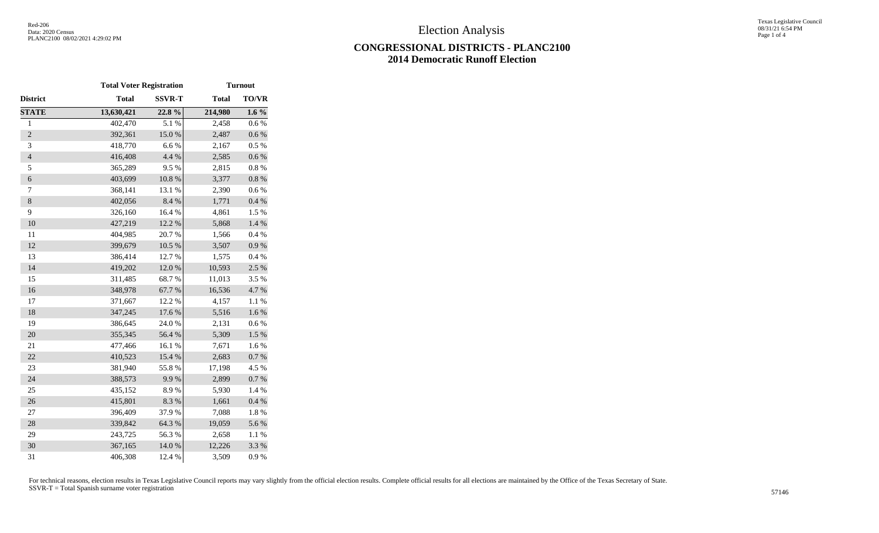Red-206
Data: 2020 Census
PLANC2100 08/02/2021 4:29:02 PM

# Election Analysis

## CONGRESSIONAL DISTRICTS - PLANC2100
## 2014 Democratic Runoff Election

| | Total Voter Registration | | Turnout | |
|---|---|---|---|---|
| **District** | **Total** | **SSVR-T** | **Total** | **TO/VR** |
| **STATE** | **13,630,421** | **22.8 %** | **214,980** | **1.6 %** |
| 1 | 402,470 | 5.1 % | 2,458 | 0.6 % |
| 2 | 392,361 | 15.0 % | 2,487 | 0.6 % |
| 3 | 418,770 | 6.6 % | 2,167 | 0.5 % |
| 4 | 416,408 | 4.4 % | 2,585 | 0.6 % |
| 5 | 365,289 | 9.5 % | 2,815 | 0.8 % |
| 6 | 403,699 | 10.8 % | 3,377 | 0.8 % |
| 7 | 368,141 | 13.1 % | 2,390 | 0.6 % |
| 8 | 402,056 | 8.4 % | 1,771 | 0.4 % |
| 9 | 326,160 | 16.4 % | 4,861 | 1.5 % |
| 10 | 427,219 | 12.2 % | 5,868 | 1.4 % |
| 11 | 404,985 | 20.7 % | 1,566 | 0.4 % |
| 12 | 399,679 | 10.5 % | 3,507 | 0.9 % |
| 13 | 386,414 | 12.7 % | 1,575 | 0.4 % |
| 14 | 419,202 | 12.0 % | 10,593 | 2.5 % |
| 15 | 311,485 | 68.7 % | 11,013 | 3.5 % |
| 16 | 348,978 | 67.7 % | 16,536 | 4.7 % |
| 17 | 371,667 | 12.2 % | 4,157 | 1.1 % |
| 18 | 347,245 | 17.6 % | 5,516 | 1.6 % |
| 19 | 386,645 | 24.0 % | 2,131 | 0.6 % |
| 20 | 355,345 | 56.4 % | 5,309 | 1.5 % |
| 21 | 477,466 | 16.1 % | 7,671 | 1.6 % |
| 22 | 410,523 | 15.4 % | 2,683 | 0.7 % |
| 23 | 381,940 | 55.8 % | 17,198 | 4.5 % |
| 24 | 388,573 | 9.9 % | 2,899 | 0.7 % |
| 25 | 435,152 | 8.9 % | 5,930 | 1.4 % |
| 26 | 415,801 | 8.3 % | 1,661 | 0.4 % |
| 27 | 396,409 | 37.9 % | 7,088 | 1.8 % |
| 28 | 339,842 | 64.3 % | 19,059 | 5.6 % |
| 29 | 243,725 | 56.3 % | 2,658 | 1.1 % |
| 30 | 367,165 | 14.0 % | 12,226 | 3.3 % |
| 31 | 406,308 | 12.4 % | 3,509 | 0.9 % |

For technical reasons, election results in Texas Legislative Council reports may vary slightly from the official election results. Complete official results for all elections are maintained by the Office of the Texas Secretary of State.
SSVR-T = Total Spanish surname voter registration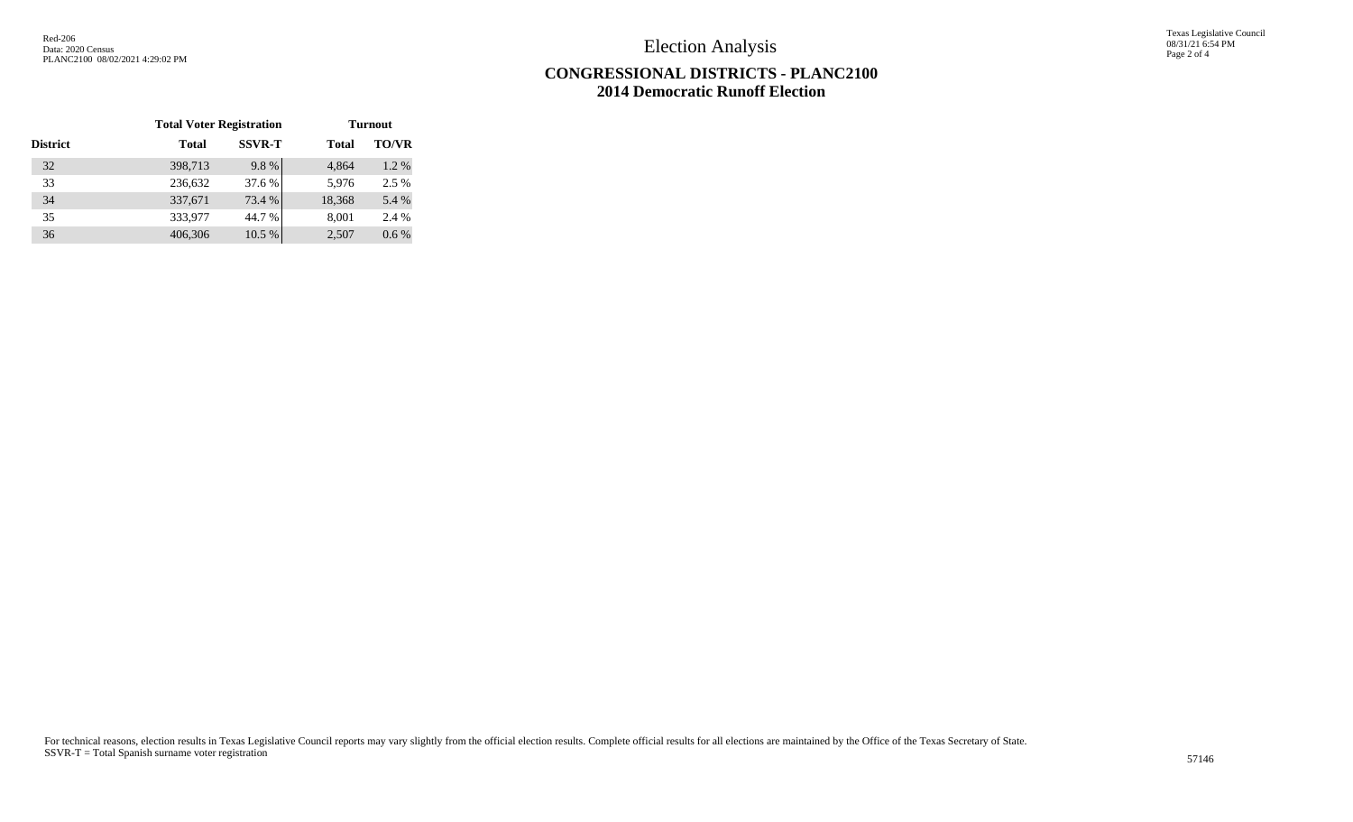# Election Analysis

## CONGRESSIONAL DISTRICTS - PLANC2100
## 2014 Democratic Runoff Election

| | Total Voter Registration | | Turnout | |
|---|---|---|---|---|
| **District** | **Total** | **SSVR-T** | **Total** | **TO/VR** |
| 32 | 398,713 | 9.8 % | 4,864 | 1.2 % |
| 33 | 236,632 | 37.6 % | 5,976 | 2.5 % |
| 34 | 337,671 | 73.4 % | 18,368 | 5.4 % |
| 35 | 333,977 | 44.7 % | 8,001 | 2.4 % |
| 36 | 406,306 | 10.5 % | 2,507 | 0.6 % |

For technical reasons, election results in Texas Legislative Council reports may vary slightly from the official election results. Complete official results for all elections are maintained by the Office of the Texas Secretary of State.
SSVR-T = Total Spanish surname voter registration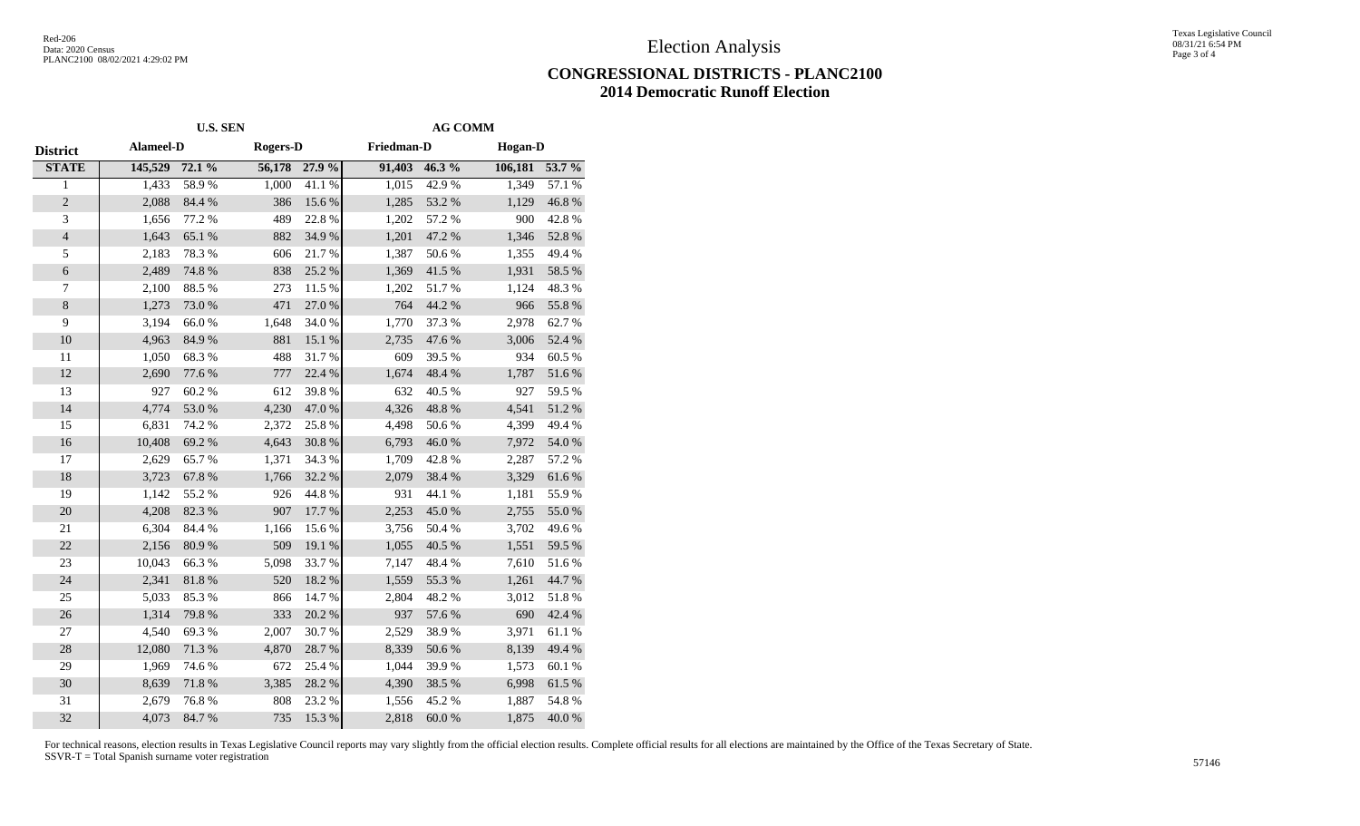# Election Analysis

## CONGRESSIONAL DISTRICTS - PLANC2100
## 2014 Democratic Runoff Election

| | U.S. SEN | | | | AG COMM | | | |
|---|---|---|---|---|---|---|---|---|
| District | Alameel-D | | Rogers-D | | Friedman-D | | Hogan-D | |
| **STATE** | **145,529** | **72.1 %** | **56,178** | **27.9 %** | **91,403** | **46.3 %** | **106,181** | **53.7 %** |
| 1 | 1,433 | 58.9 % | 1,000 | 41.1 % | 1,015 | 42.9 % | 1,349 | 57.1 % |
| 2 | 2,088 | 84.4 % | 386 | 15.6 % | 1,285 | 53.2 % | 1,129 | 46.8 % |
| 3 | 1,656 | 77.2 % | 489 | 22.8 % | 1,202 | 57.2 % | 900 | 42.8 % |
| 4 | 1,643 | 65.1 % | 882 | 34.9 % | 1,201 | 47.2 % | 1,346 | 52.8 % |
| 5 | 2,183 | 78.3 % | 606 | 21.7 % | 1,387 | 50.6 % | 1,355 | 49.4 % |
| 6 | 2,489 | 74.8 % | 838 | 25.2 % | 1,369 | 41.5 % | 1,931 | 58.5 % |
| 7 | 2,100 | 88.5 % | 273 | 11.5 % | 1,202 | 51.7 % | 1,124 | 48.3 % |
| 8 | 1,273 | 73.0 % | 471 | 27.0 % | 764 | 44.2 % | 966 | 55.8 % |
| 9 | 3,194 | 66.0 % | 1,648 | 34.0 % | 1,770 | 37.3 % | 2,978 | 62.7 % |
| 10 | 4,963 | 84.9 % | 881 | 15.1 % | 2,735 | 47.6 % | 3,006 | 52.4 % |
| 11 | 1,050 | 68.3 % | 488 | 31.7 % | 609 | 39.5 % | 934 | 60.5 % |
| 12 | 2,690 | 77.6 % | 777 | 22.4 % | 1,674 | 48.4 % | 1,787 | 51.6 % |
| 13 | 927 | 60.2 % | 612 | 39.8 % | 632 | 40.5 % | 927 | 59.5 % |
| 14 | 4,774 | 53.0 % | 4,230 | 47.0 % | 4,326 | 48.8 % | 4,541 | 51.2 % |
| 15 | 6,831 | 74.2 % | 2,372 | 25.8 % | 4,498 | 50.6 % | 4,399 | 49.4 % |
| 16 | 10,408 | 69.2 % | 4,643 | 30.8 % | 6,793 | 46.0 % | 7,972 | 54.0 % |
| 17 | 2,629 | 65.7 % | 1,371 | 34.3 % | 1,709 | 42.8 % | 2,287 | 57.2 % |
| 18 | 3,723 | 67.8 % | 1,766 | 32.2 % | 2,079 | 38.4 % | 3,329 | 61.6 % |
| 19 | 1,142 | 55.2 % | 926 | 44.8 % | 931 | 44.1 % | 1,181 | 55.9 % |
| 20 | 4,208 | 82.3 % | 907 | 17.7 % | 2,253 | 45.0 % | 2,755 | 55.0 % |
| 21 | 6,304 | 84.4 % | 1,166 | 15.6 % | 3,756 | 50.4 % | 3,702 | 49.6 % |
| 22 | 2,156 | 80.9 % | 509 | 19.1 % | 1,055 | 40.5 % | 1,551 | 59.5 % |
| 23 | 10,043 | 66.3 % | 5,098 | 33.7 % | 7,147 | 48.4 % | 7,610 | 51.6 % |
| 24 | 2,341 | 81.8 % | 520 | 18.2 % | 1,559 | 55.3 % | 1,261 | 44.7 % |
| 25 | 5,033 | 85.3 % | 866 | 14.7 % | 2,804 | 48.2 % | 3,012 | 51.8 % |
| 26 | 1,314 | 79.8 % | 333 | 20.2 % | 937 | 57.6 % | 690 | 42.4 % |
| 27 | 4,540 | 69.3 % | 2,007 | 30.7 % | 2,529 | 38.9 % | 3,971 | 61.1 % |
| 28 | 12,080 | 71.3 % | 4,870 | 28.7 % | 8,339 | 50.6 % | 8,139 | 49.4 % |
| 29 | 1,969 | 74.6 % | 672 | 25.4 % | 1,044 | 39.9 % | 1,573 | 60.1 % |
| 30 | 8,639 | 71.8 % | 3,385 | 28.2 % | 4,390 | 38.5 % | 6,998 | 61.5 % |
| 31 | 2,679 | 76.8 % | 808 | 23.2 % | 1,556 | 45.2 % | 1,887 | 54.8 % |
| 32 | 4,073 | 84.7 % | 735 | 15.3 % | 2,818 | 60.0 % | 1,875 | 40.0 % |

For technical reasons, election results in Texas Legislative Council reports may vary slightly from the official election results. Complete official results for all elections are maintained by the Office of the Texas Secretary of State.
SSVR-T = Total Spanish surname voter registration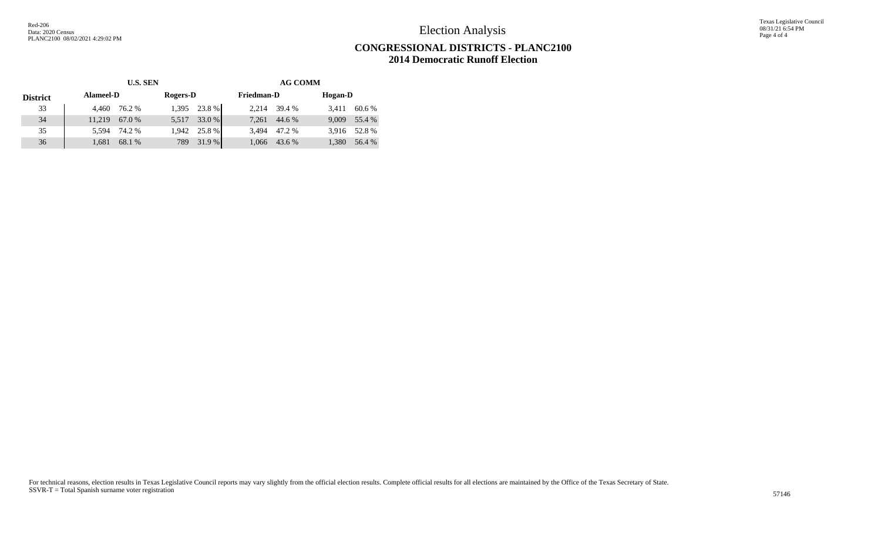# Election Analysis

## CONGRESSIONAL DISTRICTS - PLANC2100
## 2014 Democratic Runoff Election

| | U.S. SEN | | | | AG COMM | | | |
|---|---|---|---|---|---|---|---|---|
| District | Alameel-D | | Rogers-D | | Friedman-D | | Hogan-D | |
| 33 | 4,460 | 76.2 % | 1,395 | 23.8 % | 2,214 | 39.4 % | 3,411 | 60.6 % |
| 34 | 11,219 | 67.0 % | 5,517 | 33.0 % | 7,261 | 44.6 % | 9,009 | 55.4 % |
| 35 | 5,594 | 74.2 % | 1,942 | 25.8 % | 3,494 | 47.2 % | 3,916 | 52.8 % |
| 36 | 1,681 | 68.1 % | 789 | 31.9 % | 1,066 | 43.6 % | 1,380 | 56.4 % |

For technical reasons, election results in Texas Legislative Council reports may vary slightly from the official election results. Complete official results for all elections are maintained by the Office of the Texas Secretary of State.
SSVR-T = Total Spanish surname voter registration